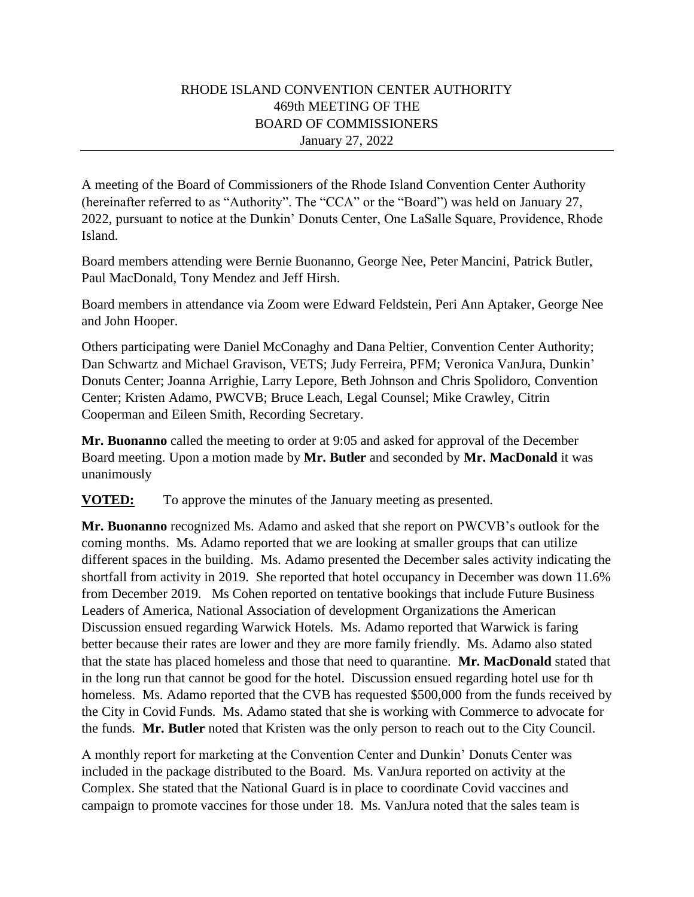# RHODE ISLAND CONVENTION CENTER AUTHORITY
## 469th MEETING OF THE
## BOARD OF COMMISSIONERS
January 27, 2022

---

A meeting of the Board of Commissioners of the Rhode Island Convention Center Authority (hereinafter referred to as "Authority". The "CCA" or the "Board") was held on January 27, 2022, pursuant to notice at the Dunkin' Donuts Center, One LaSalle Square, Providence, Rhode Island.

Board members attending were Bernie Buonanno, George Nee, Peter Mancini, Patrick Butler, Paul MacDonald, Tony Mendez and Jeff Hirsh.

Board members in attendance via Zoom were Edward Feldstein, Peri Ann Aptaker, George Nee and John Hooper.

Others participating were Daniel McConaghy and Dana Peltier, Convention Center Authority; Dan Schwartz and Michael Gravison, VETS; Judy Ferreira, PFM; Veronica VanJura, Dunkin' Donuts Center; Joanna Arrighie, Larry Lepore, Beth Johnson and Chris Spolidoro, Convention Center; Kristen Adamo, PWCVB; Bruce Leach, Legal Counsel; Mike Crawley, Citrin Cooperman and Eileen Smith, Recording Secretary.

**Mr. Buonanno** called the meeting to order at 9:05 and asked for approval of the December Board meeting. Upon a motion made by **Mr. Butler** and seconded by **Mr. MacDonald** it was unanimously

**VOTED:** To approve the minutes of the January meeting as presented.

**Mr. Buonanno** recognized Ms. Adamo and asked that she report on PWCVB's outlook for the coming months. Ms. Adamo reported that we are looking at smaller groups that can utilize different spaces in the building. Ms. Adamo presented the December sales activity indicating the shortfall from activity in 2019. She reported that hotel occupancy in December was down 11.6% from December 2019. Ms Cohen reported on tentative bookings that include Future Business Leaders of America, National Association of development Organizations the American Discussion ensued regarding Warwick Hotels. Ms. Adamo reported that Warwick is faring better because their rates are lower and they are more family friendly. Ms. Adamo also stated that the state has placed homeless and those that need to quarantine. **Mr. MacDonald** stated that in the long run that cannot be good for the hotel. Discussion ensued regarding hotel use for th homeless. Ms. Adamo reported that the CVB has requested $500,000 from the funds received by the City in Covid Funds. Ms. Adamo stated that she is working with Commerce to advocate for the funds. **Mr. Butler** noted that Kristen was the only person to reach out to the City Council.

A monthly report for marketing at the Convention Center and Dunkin' Donuts Center was included in the package distributed to the Board. Ms. VanJura reported on activity at the Complex. She stated that the National Guard is in place to coordinate Covid vaccines and campaign to promote vaccines for those under 18. Ms. VanJura noted that the sales team is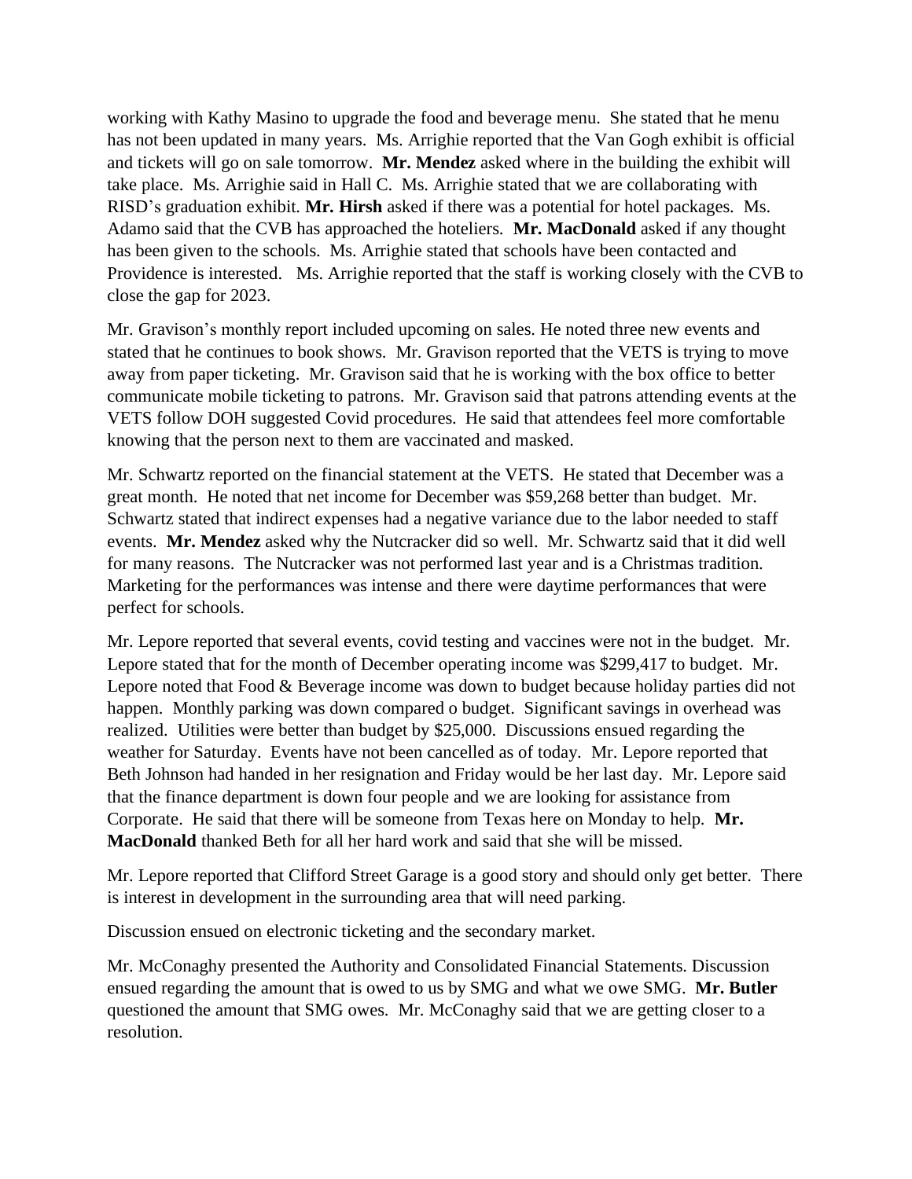working with Kathy Masino to upgrade the food and beverage menu. She stated that he menu has not been updated in many years. Ms. Arrighie reported that the Van Gogh exhibit is official and tickets will go on sale tomorrow. **Mr. Mendez** asked where in the building the exhibit will take place. Ms. Arrighie said in Hall C. Ms. Arrighie stated that we are collaborating with RISD's graduation exhibit. **Mr. Hirsh** asked if there was a potential for hotel packages. Ms. Adamo said that the CVB has approached the hoteliers. **Mr. MacDonald** asked if any thought has been given to the schools. Ms. Arrighie stated that schools have been contacted and Providence is interested. Ms. Arrighie reported that the staff is working closely with the CVB to close the gap for 2023.

Mr. Gravison's monthly report included upcoming on sales. He noted three new events and stated that he continues to book shows. Mr. Gravison reported that the VETS is trying to move away from paper ticketing. Mr. Gravison said that he is working with the box office to better communicate mobile ticketing to patrons. Mr. Gravison said that patrons attending events at the VETS follow DOH suggested Covid procedures. He said that attendees feel more comfortable knowing that the person next to them are vaccinated and masked.

Mr. Schwartz reported on the financial statement at the VETS. He stated that December was a great month. He noted that net income for December was $59,268 better than budget. Mr. Schwartz stated that indirect expenses had a negative variance due to the labor needed to staff events. **Mr. Mendez** asked why the Nutcracker did so well. Mr. Schwartz said that it did well for many reasons. The Nutcracker was not performed last year and is a Christmas tradition. Marketing for the performances was intense and there were daytime performances that were perfect for schools.

Mr. Lepore reported that several events, covid testing and vaccines were not in the budget. Mr. Lepore stated that for the month of December operating income was $299,417 to budget. Mr. Lepore noted that Food & Beverage income was down to budget because holiday parties did not happen. Monthly parking was down compared o budget. Significant savings in overhead was realized. Utilities were better than budget by $25,000. Discussions ensued regarding the weather for Saturday. Events have not been cancelled as of today. Mr. Lepore reported that Beth Johnson had handed in her resignation and Friday would be her last day. Mr. Lepore said that the finance department is down four people and we are looking for assistance from Corporate. He said that there will be someone from Texas here on Monday to help. **Mr. MacDonald** thanked Beth for all her hard work and said that she will be missed.

Mr. Lepore reported that Clifford Street Garage is a good story and should only get better. There is interest in development in the surrounding area that will need parking.

Discussion ensued on electronic ticketing and the secondary market.

Mr. McConaghy presented the Authority and Consolidated Financial Statements. Discussion ensued regarding the amount that is owed to us by SMG and what we owe SMG. **Mr. Butler** questioned the amount that SMG owes. Mr. McConaghy said that we are getting closer to a resolution.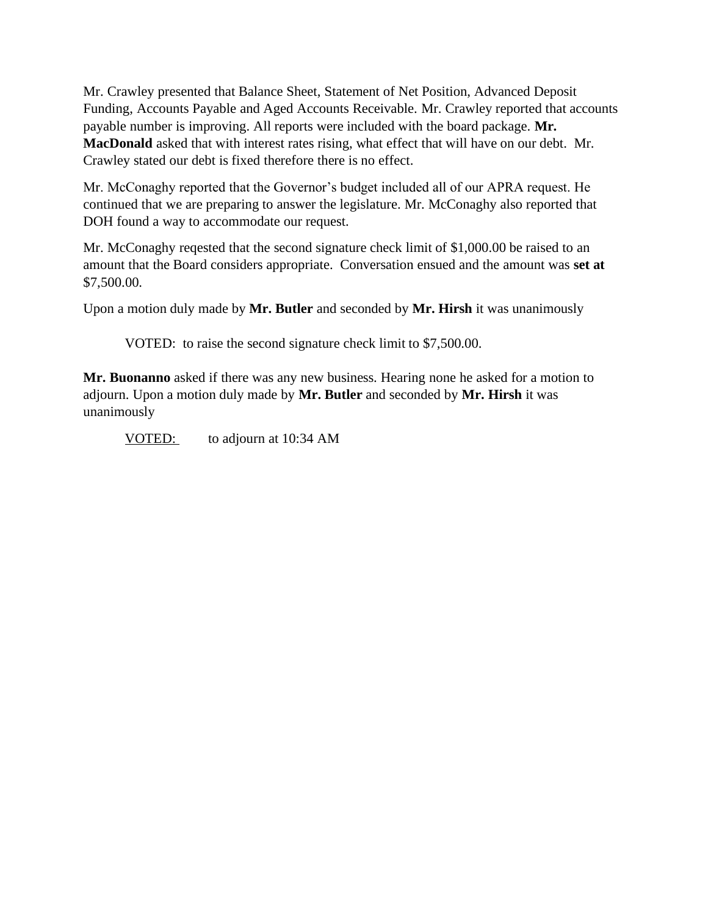Mr. Crawley presented that Balance Sheet, Statement of Net Position, Advanced Deposit Funding, Accounts Payable and Aged Accounts Receivable. Mr. Crawley reported that accounts payable number is improving. All reports were included with the board package. **Mr. MacDonald** asked that with interest rates rising, what effect that will have on our debt. Mr. Crawley stated our debt is fixed therefore there is no effect.

Mr. McConaghy reported that the Governor's budget included all of our APRA request. He continued that we are preparing to answer the legislature. Mr. McConaghy also reported that DOH found a way to accommodate our request.

Mr. McConaghy reqested that the second signature check limit of $1,000.00 be raised to an amount that the Board considers appropriate. Conversation ensued and the amount was **set at** $7,500.00.

Upon a motion duly made by **Mr. Butler** and seconded by **Mr. Hirsh** it was unanimously

> VOTED: to raise the second signature check limit to $7,500.00.

**Mr. Buonanno** asked if there was any new business. Hearing none he asked for a motion to adjourn. Upon a motion duly made by **Mr. Butler** and seconded by **Mr. Hirsh** it was unanimously

> <u>VOTED:</u> to adjourn at 10:34 AM